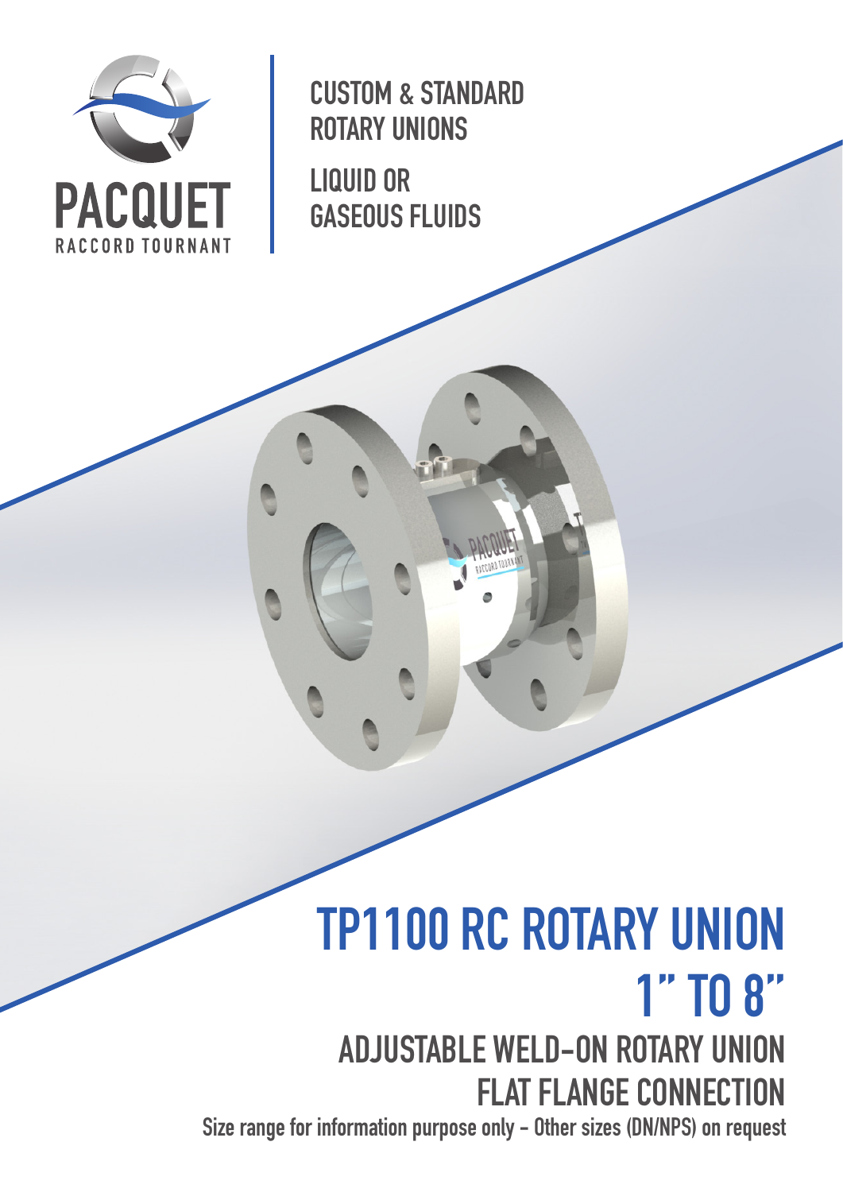PACQUET

RACCORD TOURNANT

CUSTOM & STANDARD ROTARY UNIONS

LIQUID OR GASEOUS FLUIDS

# TP1100 RC ROTARY UNION 1" TO 8"

## ADJUSTABLE WELD-ON ROTARY UNION FLAT FLANGE CONNECTION

Size range for information purpose only - Other sizes (DN/NPS) on request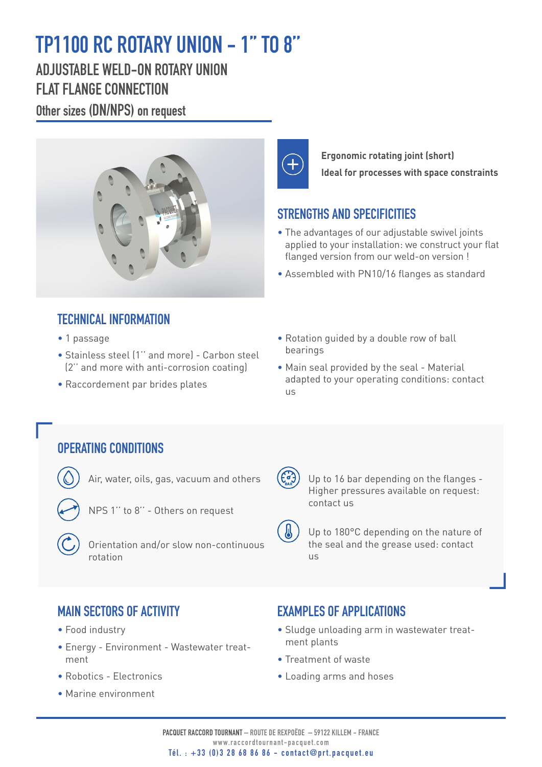# TP1100 RC ROTARY UNION - 1" TO 8"

## ADJUSTABLE WELD-ON ROTARY UNION
## FLAT FLANGE CONNECTION

### Other sizes (DN/NPS) on request

**Ergonomic rotating joint (short)**
**Ideal for processes with space constraints**

## STRENGTHS AND SPECIFICITIES

- The advantages of our adjustable swivel joints applied to your installation: we construct your flat flanged version from our weld-on version !
- Assembled with PN10/16 flanges as standard

## TECHNICAL INFORMATION

- 1 passage
- Stainless steel (1'' and more) - Carbon steel (2'' and more with anti-corrosion coating)
- Raccordement par brides plates
- Rotation guided by a double row of ball bearings
- Main seal provided by the seal - Material adapted to your operating conditions: contact us

## OPERATING CONDITIONS

- Air, water, oils, gas, vacuum and others
- NPS 1'' to 8'' - Others on request
- Orientation and/or slow non-continuous rotation
- Up to 16 bar depending on the flanges - Higher pressures available on request: contact us
- Up to 180°C depending on the nature of the seal and the grease used: contact us

## MAIN SECTORS OF ACTIVITY

- Food industry
- Energy - Environment - Wastewater treatment
- Robotics - Electronics
- Marine environment

## EXAMPLES OF APPLICATIONS

- Sludge unloading arm in wastewater treatment plants
- Treatment of waste
- Loading arms and hoses

**PACQUET RACCORD TOURNANT** – ROUTE DE REXPOËDE – 59122 KILLEM - FRANCE
www.raccordtournant-pacquet.com
Tél. : +33 (0)3 28 68 86 86 - contact@prt.pacquet.eu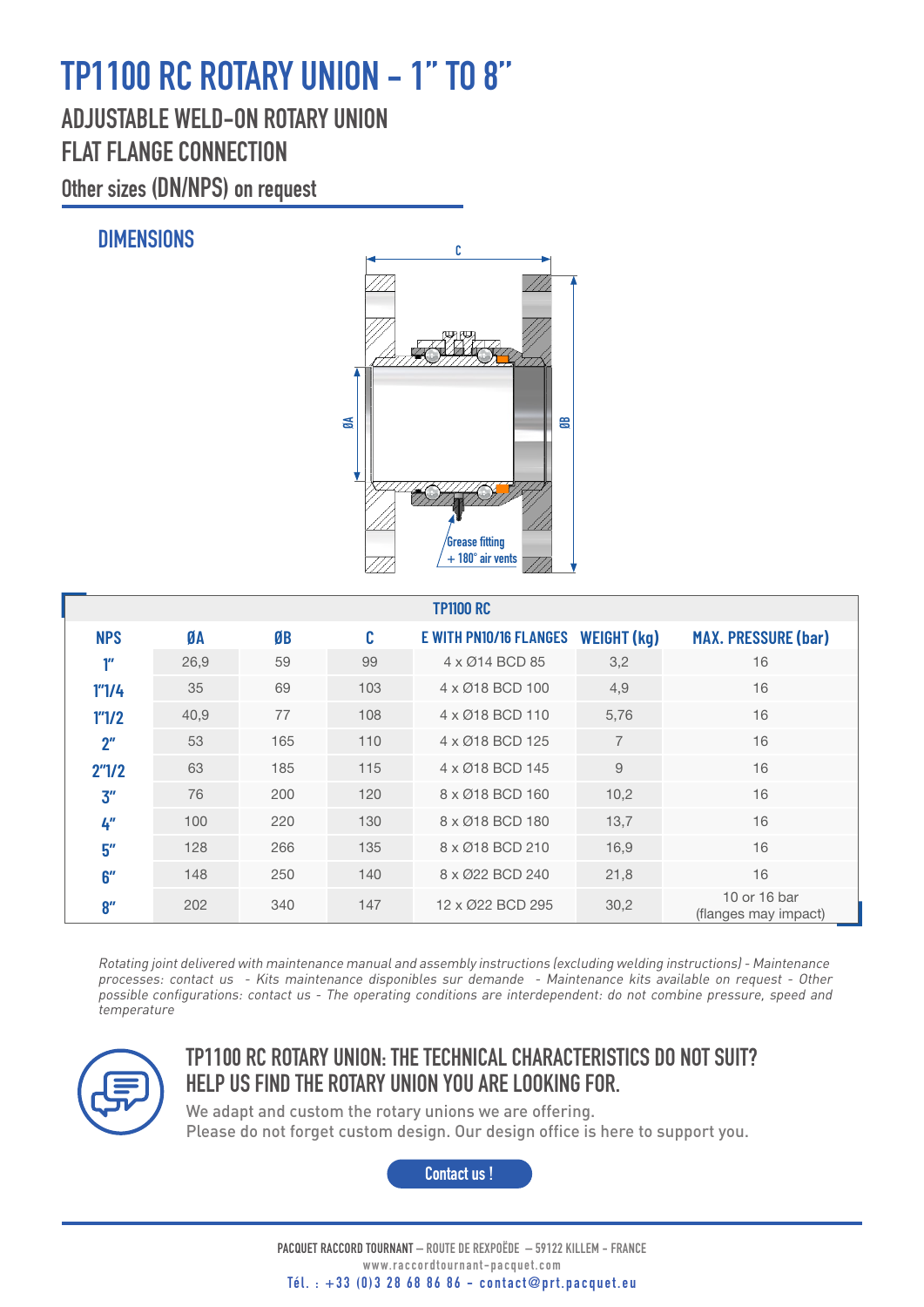# TP1100 RC ROTARY UNION - 1" TO 8"

## ADJUSTABLE WELD-ON ROTARY UNION
## FLAT FLANGE CONNECTION

Other sizes (DN/NPS) on request

### DIMENSIONS

C
ØA
ØB
Grease fitting
+ 180° air vents

| TP1100 RC | | | | | | |
|---|---|---|---|---|---|---|
| **NPS** | **ØA** | **ØB** | **C** | **E WITH PN10/16 FLANGES** | **WEIGHT (kg)** | **MAX. PRESSURE (bar)** |
| **1"** | 26,9 | 59 | 99 | 4 x Ø14 BCD 85 | 3,2 | 16 |
| **1"1/4** | 35 | 69 | 103 | 4 x Ø18 BCD 100 | 4,9 | 16 |
| **1"1/2** | 40,9 | 77 | 108 | 4 x Ø18 BCD 110 | 5,76 | 16 |
| **2"** | 53 | 165 | 110 | 4 x Ø18 BCD 125 | 7 | 16 |
| **2"1/2** | 63 | 185 | 115 | 4 x Ø18 BCD 145 | 9 | 16 |
| **3"** | 76 | 200 | 120 | 8 x Ø18 BCD 160 | 10,2 | 16 |
| **4"** | 100 | 220 | 130 | 8 x Ø18 BCD 180 | 13,7 | 16 |
| **5"** | 128 | 266 | 135 | 8 x Ø18 BCD 210 | 16,9 | 16 |
| **6"** | 148 | 250 | 140 | 8 x Ø22 BCD 240 | 21,8 | 16 |
| **8"** | 202 | 340 | 147 | 12 x Ø22 BCD 295 | 30,2 | 10 or 16 bar (flanges may impact) |

*Rotating joint delivered with maintenance manual and assembly instructions (excluding welding instructions) - Maintenance processes: contact us - Kits maintenance disponibles sur demande - Maintenance kits available on request - Other possible configurations: contact us - The operating conditions are interdependent: do not combine pressure, speed and temperature*

## TP1100 RC ROTARY UNION: THE TECHNICAL CHARACTERISTICS DO NOT SUIT? HELP US FIND THE ROTARY UNION YOU ARE LOOKING FOR.

We adapt and custom the rotary unions we are offering.
Please do not forget custom design. Our design office is here to support you.

Contact us !

PACQUET RACCORD TOURNANT – ROUTE DE REXPOËDE – 59122 KILLEM - FRANCE
www.raccordtournant-pacquet.com
Tél. : +33 (0)3 28 68 86 86 - contact@prt.pacquet.eu